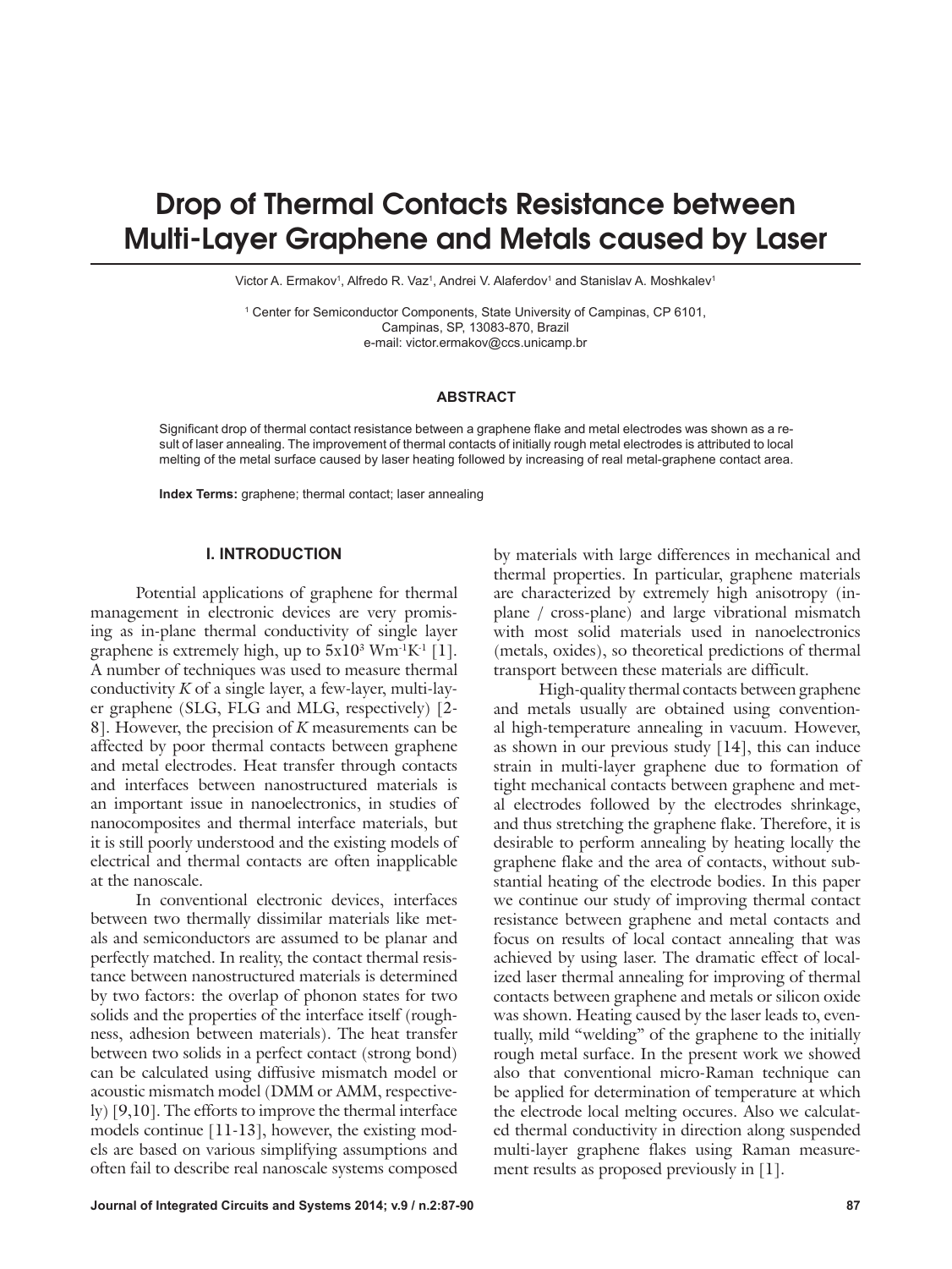# Drop of Thermal Contacts Resistance between Multi-Layer Graphene and Metals caused by Laser

Victor A. Ermakov[1], Alfredo R. Vaz[1], Andrei V. Alaferdov[1] and Stanislav A. Moshkalev[1]

[1] Center for Semiconductor Components, State University of Campinas, CP 6101, Campinas, SP, 13083-870, Brazil
e-mail: victor.ermakov@ccs.unicamp.br

## ABSTRACT

Significant drop of thermal contact resistance between a graphene flake and metal electrodes was shown as a result of laser annealing. The improvement of thermal contacts of initially rough metal electrodes is attributed to local melting of the metal surface caused by laser heating followed by increasing of real metal-graphene contact area.

**Index Terms:** graphene; thermal contact; laser annealing

## I. INTRODUCTION

Potential applications of graphene for thermal management in electronic devices are very promising as in-plane thermal conductivity of single layer graphene is extremely high, up to $5x10^3$ $Wm^{-1}K^{-1}$ [1]. A number of techniques was used to measure thermal conductivity *K* of a single layer, a few-layer, multi-layer graphene (SLG, FLG and MLG, respectively) [2-8]. However, the precision of *K* measurements can be affected by poor thermal contacts between graphene and metal electrodes. Heat transfer through contacts and interfaces between nanostructured materials is an important issue in nanoelectronics, in studies of nanocomposites and thermal interface materials, but it is still poorly understood and the existing models of electrical and thermal contacts are often inapplicable at the nanoscale.

In conventional electronic devices, interfaces between two thermally dissimilar materials like metals and semiconductors are assumed to be planar and perfectly matched. In reality, the contact thermal resistance between nanostructured materials is determined by two factors: the overlap of phonon states for two solids and the properties of the interface itself (roughness, adhesion between materials). The heat transfer between two solids in a perfect contact (strong bond) can be calculated using diffusive mismatch model or acoustic mismatch model (DMM or AMM, respectively) [9,10]. The efforts to improve the thermal interface models continue [11-13], however, the existing models are based on various simplifying assumptions and often fail to describe real nanoscale systems composed by materials with large differences in mechanical and thermal properties. In particular, graphene materials are characterized by extremely high anisotropy (in-plane / cross-plane) and large vibrational mismatch with most solid materials used in nanoelectronics (metals, oxides), so theoretical predictions of thermal transport between these materials are difficult.

High-quality thermal contacts between graphene and metals usually are obtained using conventional high-temperature annealing in vacuum. However, as shown in our previous study [14], this can induce strain in multi-layer graphene due to formation of tight mechanical contacts between graphene and metal electrodes followed by the electrodes shrinkage, and thus stretching the graphene flake. Therefore, it is desirable to perform annealing by heating locally the graphene flake and the area of contacts, without substantial heating of the electrode bodies. In this paper we continue our study of improving thermal contact resistance between graphene and metal contacts and focus on results of local contact annealing that was achieved by using laser. The dramatic effect of localized laser thermal annealing for improving of thermal contacts between graphene and metals or silicon oxide was shown. Heating caused by the laser leads to, eventually, mild "welding" of the graphene to the initially rough metal surface. In the present work we showed also that conventional micro-Raman technique can be applied for determination of temperature at which the electrode local melting occures. Also we calculated thermal conductivity in direction along suspended multi-layer graphene flakes using Raman measurement results as proposed previously in [1].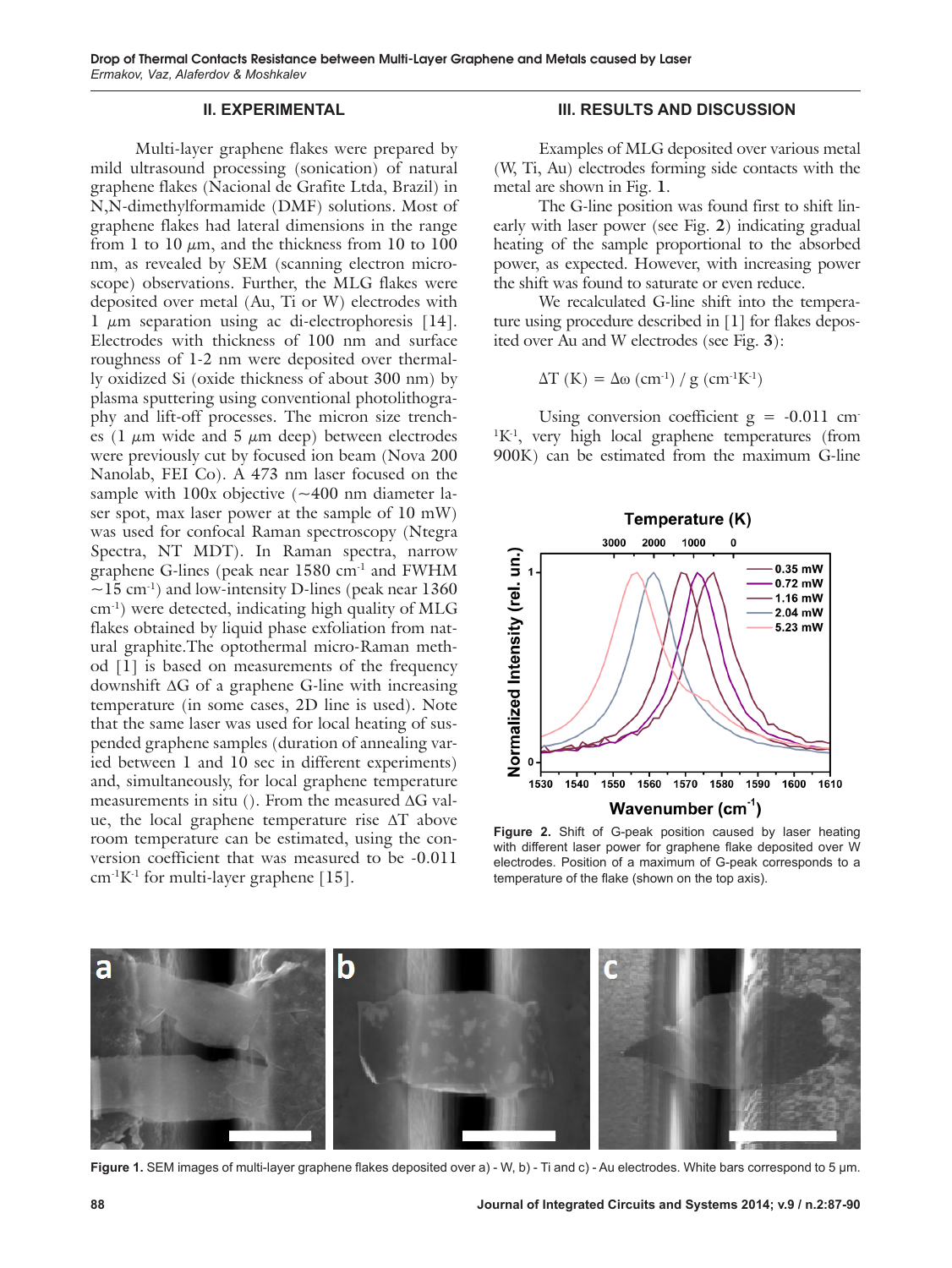## II. EXPERIMENTAL

Multi-layer graphene flakes were prepared by mild ultrasound processing (sonication) of natural graphene flakes (Nacional de Grafite Ltda, Brazil) in N,N-dimethylformamide (DMF) solutions. Most of graphene flakes had lateral dimensions in the range from 1 to 10 $\mu$m, and the thickness from 10 to 100 nm, as revealed by SEM (scanning electron microscope) observations. Further, the MLG flakes were deposited over metal (Au, Ti or W) electrodes with 1 $\mu$m separation using ac di-electrophoresis [14]. Electrodes with thickness of 100 nm and surface roughness of 1-2 nm were deposited over thermally oxidized Si (oxide thickness of about 300 nm) by plasma sputtering using conventional photolithography and lift-off processes. The micron size trenches (1 $\mu$m wide and 5 $\mu$m deep) between electrodes were previously cut by focused ion beam (Nova 200 Nanolab, FEI Co). A 473 nm laser focused on the sample with 100x objective (~400 nm diameter laser spot, max laser power at the sample of 10 mW) was used for confocal Raman spectroscopy (Ntegra Spectra, NT MDT). In Raman spectra, narrow graphene G-lines (peak near 1580 $cm^{-1}$ and FWHM ~15 $cm^{-1}$) and low-intensity D-lines (peak near 1360 $cm^{-1}$) were detected, indicating high quality of MLG flakes obtained by liquid phase exfoliation from natural graphite.The optothermal micro-Raman method [1] is based on measurements of the frequency downshift ΔG of a graphene G-line with increasing temperature (in some cases, 2D line is used). Note that the same laser was used for local heating of suspended graphene samples (duration of annealing varied between 1 and 10 sec in different experiments) and, simultaneously, for local graphene temperature measurements in situ (). From the measured ΔG value, the local graphene temperature rise ΔT above room temperature can be estimated, using the conversion coefficient that was measured to be -0.011 $cm^{-1}K^{-1}$ for multi-layer graphene [15].

## III. RESULTS AND DISCUSSION

Examples of MLG deposited over various metal (W, Ti, Au) electrodes forming side contacts with the metal are shown in Fig. **1**.

The G-line position was found first to shift linearly with laser power (see Fig. **2**) indicating gradual heating of the sample proportional to the absorbed power, as expected. However, with increasing power the shift was found to saturate or even reduce.

We recalculated G-line shift into the temperature using procedure described in [1] for flakes deposited over Au and W electrodes (see Fig. **3**):

$$\Delta T\ (K) = \Delta\omega\ (cm^{-1}) / g\ (cm^{-1}K^{-1})$$

Using conversion coefficient g = -0.011 $cm^{-1}K^{-1}$, very high local graphene temperatures (from 900K) can be estimated from the maximum G-line

**Figure 2.** Shift of G-peak position caused by laser heating with different laser power for graphene flake deposited over W electrodes. Position of a maximum of G-peak corresponds to a temperature of the flake (shown on the top axis).

**Figure 1.** SEM images of multi-layer graphene flakes deposited over a) - W, b) - Ti and c) - Au electrodes. White bars correspond to 5 µm.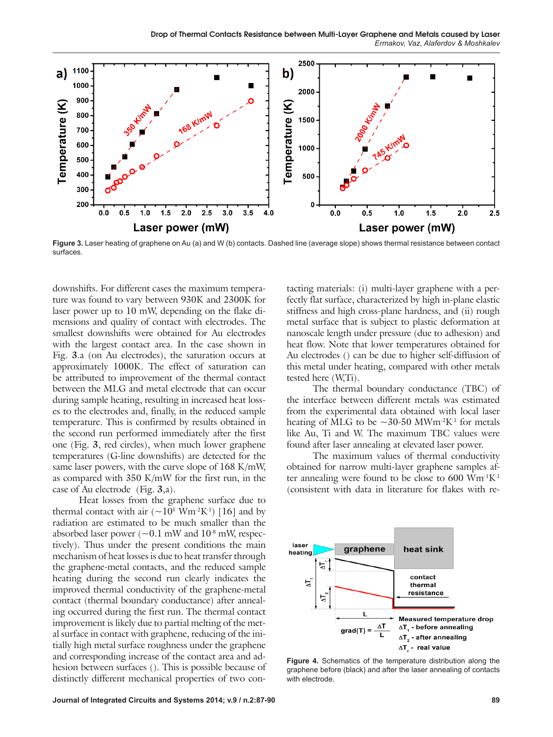Figure 3. Laser heating of graphene on Au (a) and W (b) contacts. Dashed line (average slope) shows thermal resistance between contact surfaces.

downshifts. For different cases the maximum temperature was found to vary between 930K and 2300K for laser power up to 10 mW, depending on the flake dimensions and quality of contact with electrodes. The smallest downshifts were obtained for Au electrodes with the largest contact area. In the case shown in Fig. **3**.a (on Au electrodes), the saturation occurs at approximately 1000K. The effect of saturation can be attributed to improvement of the thermal contact between the MLG and metal electrode that can occur during sample heating, resulting in increased heat losses to the electrodes and, finally, in the reduced sample temperature. This is confirmed by results obtained in the second run performed immediately after the first one (Fig. **3**, red circles), when much lower graphene temperatures (G-line downshifts) are detected for the same laser powers, with the curve slope of 168 K/mW, as compared with 350 K/mW for the first run, in the case of Au electrode (Fig. **3**,a).

Heat losses from the graphene surface due to thermal contact with air (~$10^5$ Wm$^{-2}$K$^{-1}$) [16] and by radiation are estimated to be much smaller than the absorbed laser power (~0.1 mW and $10^{-8}$ mW, respectively). Thus under the present conditions the main mechanism of heat losses is due to heat transfer through the graphene-metal contacts, and the reduced sample heating during the second run clearly indicates the improved thermal conductivity of the graphene-metal contact (thermal boundary conductance) after annealing occurred during the first run. The thermal contact improvement is likely due to partial melting of the metal surface in contact with graphene, reducing of the initially high metal surface roughness under the graphene and corresponding increase of the contact area and adhesion between surfaces (). This is possible because of distinctly different mechanical properties of two contacting materials: (i) multi-layer graphene with a perfectly flat surface, characterized by high in-plane elastic stiffness and high cross-plane hardness, and (ii) rough metal surface that is subject to plastic deformation at nanoscale length under pressure (due to adhesion) and heat flow. Note that lower temperatures obtained for Au electrodes () can be due to higher self-diffusion of this metal under heating, compared with other metals tested here (W,Ti).

The thermal boundary conductance (TBC) of the interface between different metals was estimated from the experimental data obtained with local laser heating of MLG to be ~30-50 MWm$^{-2}$K$^{-1}$ for metals like Au, Ti and W. The maximum TBC values were found after laser annealing at elevated laser power.

The maximum values of thermal conductivity obtained for narrow multi-layer graphene samples after annealing were found to be close to 600 Wm$^{-1}$K$^{-1}$ (consistent with data in literature for flakes with re-

Figure 4. Schematics of the temperature distribution along the graphene before (black) and after the laser annealing of contacts with electrode.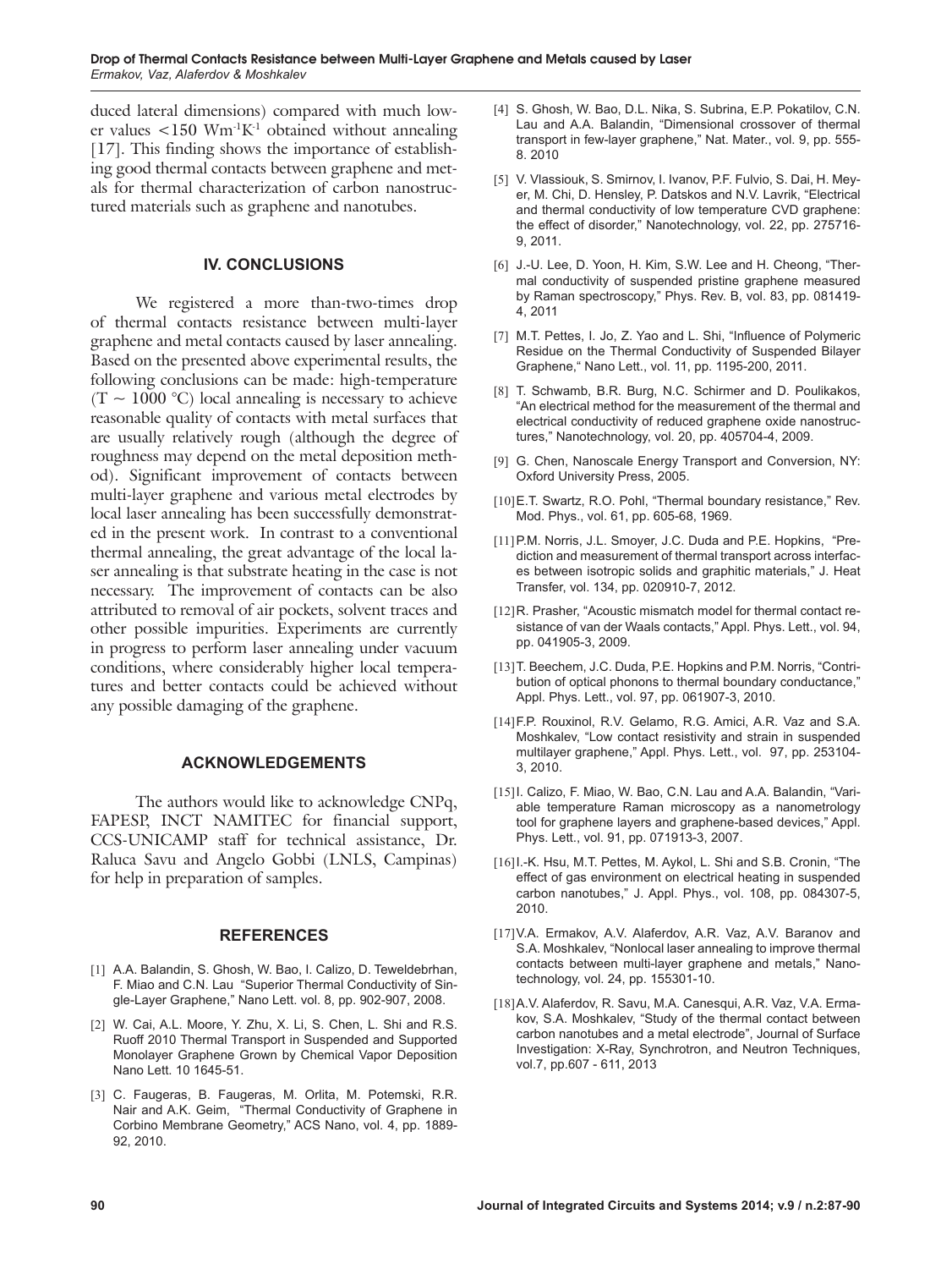duced lateral dimensions) compared with much lower values <150 $Wm^{-1}K^{-1}$ obtained without annealing [17]. This finding shows the importance of establishing good thermal contacts between graphene and metals for thermal characterization of carbon nanostructured materials such as graphene and nanotubes.

## IV. CONCLUSIONS

We registered a more than-two-times drop of thermal contacts resistance between multi-layer graphene and metal contacts caused by laser annealing. Based on the presented above experimental results, the following conclusions can be made: high-temperature ($T \sim 1000$ °C) local annealing is necessary to achieve reasonable quality of contacts with metal surfaces that are usually relatively rough (although the degree of roughness may depend on the metal deposition method). Significant improvement of contacts between multi-layer graphene and various metal electrodes by local laser annealing has been successfully demonstrated in the present work. In contrast to a conventional thermal annealing, the great advantage of the local laser annealing is that substrate heating in the case is not necessary. The improvement of contacts can be also attributed to removal of air pockets, solvent traces and other possible impurities. Experiments are currently in progress to perform laser annealing under vacuum conditions, where considerably higher local temperatures and better contacts could be achieved without any possible damaging of the graphene.

## ACKNOWLEDGEMENTS

The authors would like to acknowledge CNPq, FAPESP, INCT NAMITEC for financial support, CCS-UNICAMP staff for technical assistance, Dr. Raluca Savu and Angelo Gobbi (LNLS, Campinas) for help in preparation of samples.

## REFERENCES

[1] A.A. Balandin, S. Ghosh, W. Bao, I. Calizo, D. Teweldebrhan, F. Miao and C.N. Lau "Superior Thermal Conductivity of Single-Layer Graphene," Nano Lett. vol. 8, pp. 902-907, 2008.

[2] W. Cai, A.L. Moore, Y. Zhu, X. Li, S. Chen, L. Shi and R.S. Ruoff 2010 Thermal Transport in Suspended and Supported Monolayer Graphene Grown by Chemical Vapor Deposition Nano Lett. 10 1645-51.

[3] C. Faugeras, B. Faugeras, M. Orlita, M. Potemski, R.R. Nair and A.K. Geim, "Thermal Conductivity of Graphene in Corbino Membrane Geometry," ACS Nano, vol. 4, pp. 1889-92, 2010.

[4] S. Ghosh, W. Bao, D.L. Nika, S. Subrina, E.P. Pokatilov, C.N. Lau and A.A. Balandin, "Dimensional crossover of thermal transport in few-layer graphene," Nat. Mater., vol. 9, pp. 555-8. 2010

[5] V. Vlassiouk, S. Smirnov, I. Ivanov, P.F. Fulvio, S. Dai, H. Meyer, M. Chi, D. Hensley, P. Datskos and N.V. Lavrik, "Electrical and thermal conductivity of low temperature CVD graphene: the effect of disorder," Nanotechnology, vol. 22, pp. 275716-9, 2011.

[6] J.-U. Lee, D. Yoon, H. Kim, S.W. Lee and H. Cheong, "Thermal conductivity of suspended pristine graphene measured by Raman spectroscopy," Phys. Rev. B, vol. 83, pp. 081419-4, 2011

[7] M.T. Pettes, I. Jo, Z. Yao and L. Shi, "Influence of Polymeric Residue on the Thermal Conductivity of Suspended Bilayer Graphene," Nano Lett., vol. 11, pp. 1195-200, 2011.

[8] T. Schwamb, B.R. Burg, N.C. Schirmer and D. Poulikakos, "An electrical method for the measurement of the thermal and electrical conductivity of reduced graphene oxide nanostructures," Nanotechnology, vol. 20, pp. 405704-4, 2009.

[9] G. Chen, Nanoscale Energy Transport and Conversion, NY: Oxford University Press, 2005.

[10] E.T. Swartz, R.O. Pohl, "Thermal boundary resistance," Rev. Mod. Phys., vol. 61, pp. 605-68, 1969.

[11] P.M. Norris, J.L. Smoyer, J.C. Duda and P.E. Hopkins, "Prediction and measurement of thermal transport across interfaces between isotropic solids and graphitic materials," J. Heat Transfer, vol. 134, pp. 020910-7, 2012.

[12] R. Prasher, "Acoustic mismatch model for thermal contact resistance of van der Waals contacts," Appl. Phys. Lett., vol. 94, pp. 041905-3, 2009.

[13] T. Beechem, J.C. Duda, P.E. Hopkins and P.M. Norris, "Contribution of optical phonons to thermal boundary conductance," Appl. Phys. Lett., vol. 97, pp. 061907-3, 2010.

[14] F.P. Rouxinol, R.V. Gelamo, R.G. Amici, A.R. Vaz and S.A. Moshkalev, "Low contact resistivity and strain in suspended multilayer graphene," Appl. Phys. Lett., vol. 97, pp. 253104-3, 2010.

[15] I. Calizo, F. Miao, W. Bao, C.N. Lau and A.A. Balandin, "Variable temperature Raman microscopy as a nanometrology tool for graphene layers and graphene-based devices," Appl. Phys. Lett., vol. 91, pp. 071913-3, 2007.

[16] I.-K. Hsu, M.T. Pettes, M. Aykol, L. Shi and S.B. Cronin, "The effect of gas environment on electrical heating in suspended carbon nanotubes," J. Appl. Phys., vol. 108, pp. 084307-5, 2010.

[17] V.A. Ermakov, A.V. Alaferdov, A.R. Vaz, A.V. Baranov and S.A. Moshkalev, "Nonlocal laser annealing to improve thermal contacts between multi-layer graphene and metals," Nanotechnology, vol. 24, pp. 155301-10.

[18] A.V. Alaferdov, R. Savu, M.A. Canesqui, A.R. Vaz, V.A. Ermakov, S.A. Moshkalev, "Study of the thermal contact between carbon nanotubes and a metal electrode", Journal of Surface Investigation: X-Ray, Synchrotron, and Neutron Techniques, vol.7, pp.607 - 611, 2013